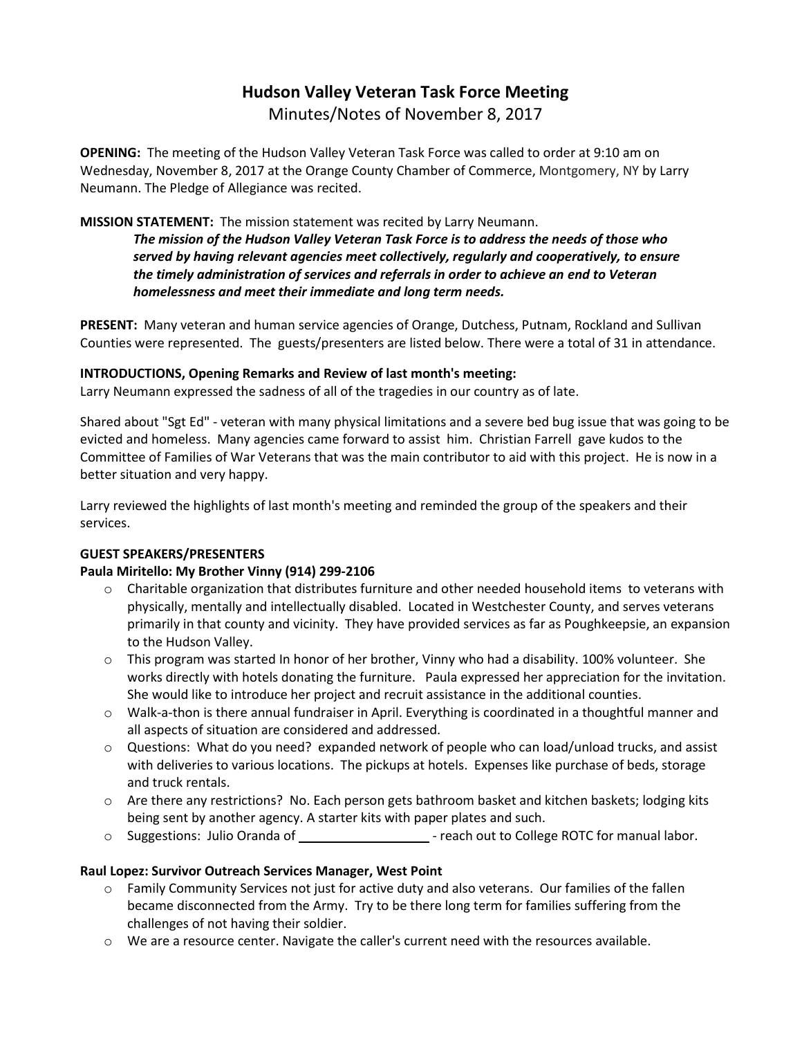# Hudson Valley Veteran Task Force Meeting

Minutes/Notes of November 8, 2017

**OPENING:** The meeting of the Hudson Valley Veteran Task Force was called to order at 9:10 am on Wednesday, November 8, 2017 at the Orange County Chamber of Commerce, Montgomery, NY by Larry Neumann. The Pledge of Allegiance was recited.

**MISSION STATEMENT:** The mission statement was recited by Larry Neumann.

> ***The mission of the Hudson Valley Veteran Task Force is to address the needs of those who served by having relevant agencies meet collectively, regularly and cooperatively, to ensure the timely administration of services and referrals in order to achieve an end to Veteran homelessness and meet their immediate and long term needs.***

**PRESENT:** Many veteran and human service agencies of Orange, Dutchess, Putnam, Rockland and Sullivan Counties were represented. The guests/presenters are listed below. There were a total of 31 in attendance.

**INTRODUCTIONS, Opening Remarks and Review of last month's meeting:**

Larry Neumann expressed the sadness of all of the tragedies in our country as of late.

Shared about "Sgt Ed" - veteran with many physical limitations and a severe bed bug issue that was going to be evicted and homeless. Many agencies came forward to assist him. Christian Farrell gave kudos to the Committee of Families of War Veterans that was the main contributor to aid with this project. He is now in a better situation and very happy.

Larry reviewed the highlights of last month's meeting and reminded the group of the speakers and their services.

**GUEST SPEAKERS/PRESENTERS**

**Paula Miritello: My Brother Vinny (914) 299-2106**

- Charitable organization that distributes furniture and other needed household items to veterans with physically, mentally and intellectually disabled. Located in Westchester County, and serves veterans primarily in that county and vicinity. They have provided services as far as Poughkeepsie, an expansion to the Hudson Valley.
- This program was started In honor of her brother, Vinny who had a disability. 100% volunteer. She works directly with hotels donating the furniture. Paula expressed her appreciation for the invitation. She would like to introduce her project and recruit assistance in the additional counties.
- Walk-a-thon is there annual fundraiser in April. Everything is coordinated in a thoughtful manner and all aspects of situation are considered and addressed.
- Questions: What do you need? expanded network of people who can load/unload trucks, and assist with deliveries to various locations. The pickups at hotels. Expenses like purchase of beds, storage and truck rentals.
- Are there any restrictions? No. Each person gets bathroom basket and kitchen baskets; lodging kits being sent by another agency. A starter kits with paper plates and such.
- Suggestions: Julio Oranda of ___________________ - reach out to College ROTC for manual labor.

**Raul Lopez: Survivor Outreach Services Manager, West Point**

- Family Community Services not just for active duty and also veterans. Our families of the fallen became disconnected from the Army. Try to be there long term for families suffering from the challenges of not having their soldier.
- We are a resource center. Navigate the caller's current need with the resources available.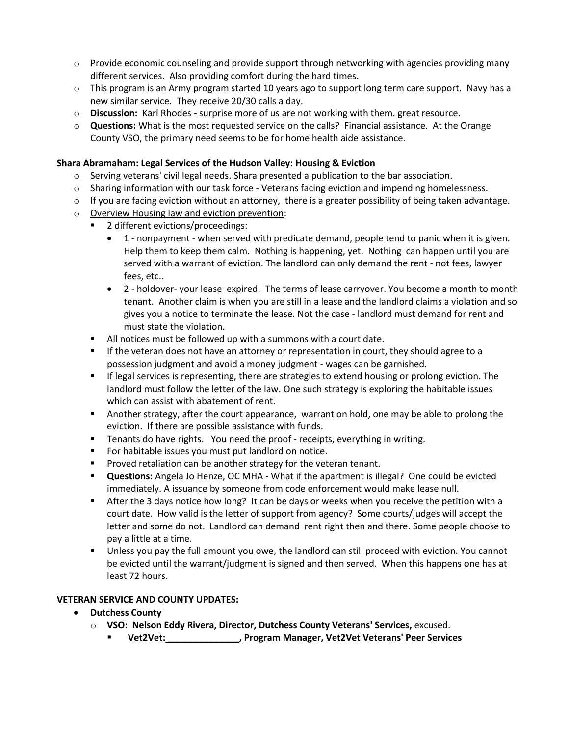- Provide economic counseling and provide support through networking with agencies providing many different services. Also providing comfort during the hard times.
- This program is an Army program started 10 years ago to support long term care support. Navy has a new similar service. They receive 20/30 calls a day.
- **Discussion:** Karl Rhodes **-** surprise more of us are not working with them. great resource.
- **Questions:** What is the most requested service on the calls? Financial assistance. At the Orange County VSO, the primary need seems to be for home health aide assistance.

**Shara Abramaham: Legal Services of the Hudson Valley: Housing & Eviction**

- Serving veterans' civil legal needs. Shara presented a publication to the bar association.
- Sharing information with our task force - Veterans facing eviction and impending homelessness.
- If you are facing eviction without an attorney, there is a greater possibility of being taken advantage.
- <u>Overview Housing law and eviction prevention</u>:
  - 2 different evictions/proceedings:
    - 1 - nonpayment - when served with predicate demand, people tend to panic when it is given. Help them to keep them calm. Nothing is happening, yet. Nothing can happen until you are served with a warrant of eviction. The landlord can only demand the rent - not fees, lawyer fees, etc..
    - 2 - holdover- your lease expired. The terms of lease carryover. You become a month to month tenant. Another claim is when you are still in a lease and the landlord claims a violation and so gives you a notice to terminate the lease. Not the case - landlord must demand for rent and must state the violation.
  - All notices must be followed up with a summons with a court date.
  - If the veteran does not have an attorney or representation in court, they should agree to a possession judgment and avoid a money judgment - wages can be garnished.
  - If legal services is representing, there are strategies to extend housing or prolong eviction. The landlord must follow the letter of the law. One such strategy is exploring the habitable issues which can assist with abatement of rent.
  - Another strategy, after the court appearance, warrant on hold, one may be able to prolong the eviction. If there are possible assistance with funds.
  - Tenants do have rights. You need the proof - receipts, everything in writing.
  - For habitable issues you must put landlord on notice.
  - Proved retaliation can be another strategy for the veteran tenant.
  - **Questions:** Angela Jo Henze, OC MHA **-** What if the apartment is illegal? One could be evicted immediately. A issuance by someone from code enforcement would make lease null.
  - After the 3 days notice how long? It can be days or weeks when you receive the petition with a court date. How valid is the letter of support from agency? Some courts/judges will accept the letter and some do not. Landlord can demand rent right then and there. Some people choose to pay a little at a time.
  - Unless you pay the full amount you owe, the landlord can still proceed with eviction. You cannot be evicted until the warrant/judgment is signed and then served. When this happens one has at least 72 hours.

**VETERAN SERVICE AND COUNTY UPDATES:**

- **Dutchess County**
  - **VSO: Nelson Eddy Rivera, Director, Dutchess County Veterans' Services,** excused.
    - **Vet2Vet:_______________, Program Manager, Vet2Vet Veterans' Peer Services**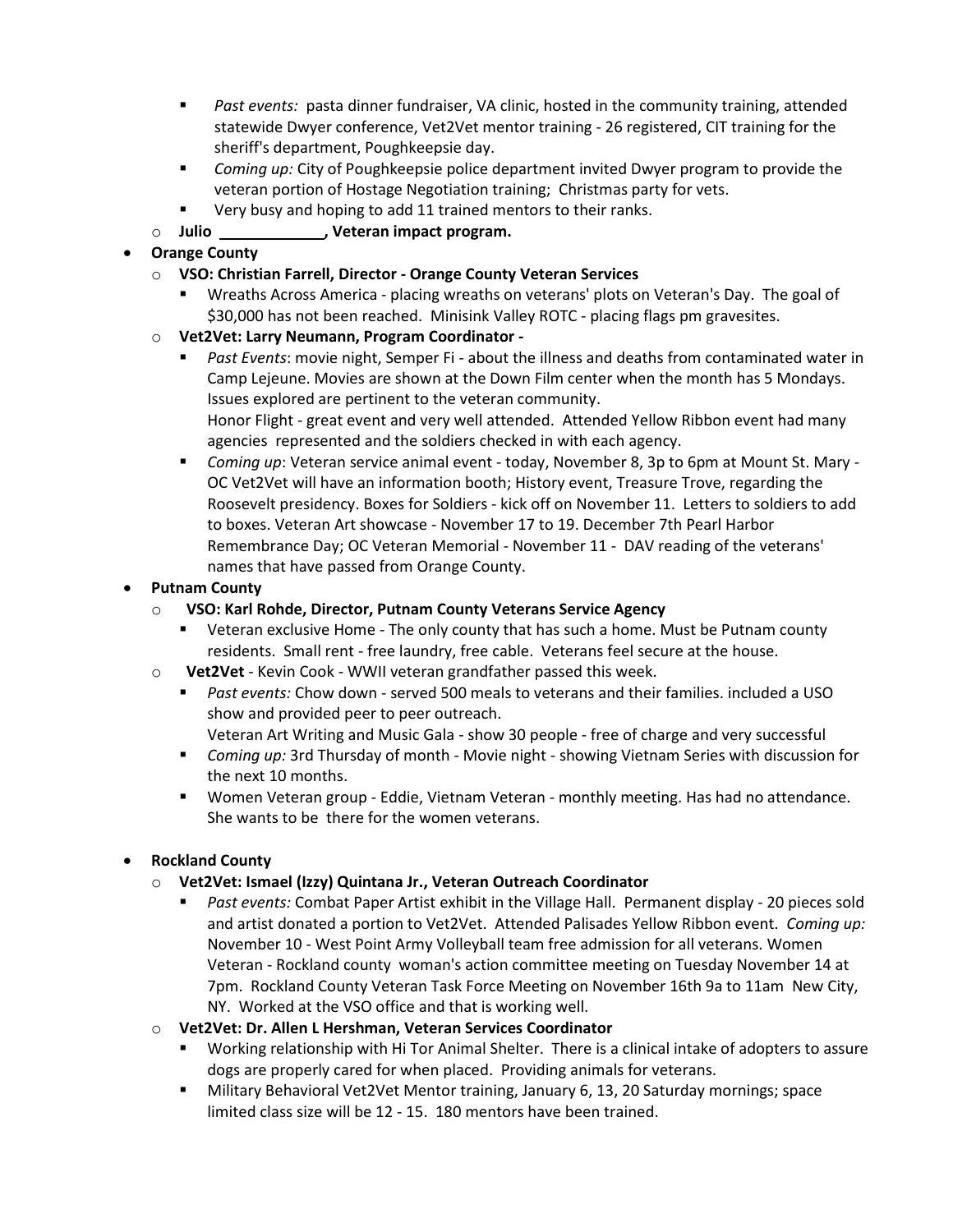- *Past events:* pasta dinner fundraiser, VA clinic, hosted in the community training, attended statewide Dwyer conference, Vet2Vet mentor training - 26 registered, CIT training for the sheriff's department, Poughkeepsie day.
    - *Coming up:* City of Poughkeepsie police department invited Dwyer program to provide the veteran portion of Hostage Negotiation training; Christmas party for vets.
    - Very busy and hoping to add 11 trained mentors to their ranks.
  - **Julio \_\_\_\_\_\_\_\_\_\_\_\_, Veteran impact program.**
- **Orange County**
  - **VSO: Christian Farrell, Director - Orange County Veteran Services**
    - Wreaths Across America - placing wreaths on veterans' plots on Veteran's Day. The goal of $30,000 has not been reached. Minisink Valley ROTC - placing flags pm gravesites.
  - **Vet2Vet: Larry Neumann, Program Coordinator -**
    - *Past Events*: movie night, Semper Fi - about the illness and deaths from contaminated water in Camp Lejeune. Movies are shown at the Down Film center when the month has 5 Mondays. Issues explored are pertinent to the veteran community.
      Honor Flight - great event and very well attended. Attended Yellow Ribbon event had many agencies represented and the soldiers checked in with each agency.
    - *Coming up*: Veteran service animal event - today, November 8, 3p to 6pm at Mount St. Mary - OC Vet2Vet will have an information booth; History event, Treasure Trove, regarding the Roosevelt presidency. Boxes for Soldiers - kick off on November 11. Letters to soldiers to add to boxes. Veteran Art showcase - November 17 to 19. December 7th Pearl Harbor Remembrance Day; OC Veteran Memorial - November 11 - DAV reading of the veterans' names that have passed from Orange County.
- **Putnam County**
  - **VSO: Karl Rohde, Director, Putnam County Veterans Service Agency**
    - Veteran exclusive Home - The only county that has such a home. Must be Putnam county residents. Small rent - free laundry, free cable. Veterans feel secure at the house.
  - **Vet2Vet** - Kevin Cook - WWII veteran grandfather passed this week.
    - *Past events:* Chow down - served 500 meals to veterans and their families. included a USO show and provided peer to peer outreach.
      Veteran Art Writing and Music Gala - show 30 people - free of charge and very successful
    - *Coming up:* 3rd Thursday of month - Movie night - showing Vietnam Series with discussion for the next 10 months.
    - Women Veteran group - Eddie, Vietnam Veteran - monthly meeting. Has had no attendance. She wants to be there for the women veterans.

- **Rockland County**
  - **Vet2Vet: Ismael (Izzy) Quintana Jr., Veteran Outreach Coordinator**
    - *Past events:* Combat Paper Artist exhibit in the Village Hall. Permanent display - 20 pieces sold and artist donated a portion to Vet2Vet. Attended Palisades Yellow Ribbon event. *Coming up:* November 10 - West Point Army Volleyball team free admission for all veterans. Women Veteran - Rockland county woman's action committee meeting on Tuesday November 14 at 7pm. Rockland County Veteran Task Force Meeting on November 16th 9a to 11am New City, NY. Worked at the VSO office and that is working well.
  - **Vet2Vet: Dr. Allen L Hershman, Veteran Services Coordinator**
    - Working relationship with Hi Tor Animal Shelter. There is a clinical intake of adopters to assure dogs are properly cared for when placed. Providing animals for veterans.
    - Military Behavioral Vet2Vet Mentor training, January 6, 13, 20 Saturday mornings; space limited class size will be 12 - 15. 180 mentors have been trained.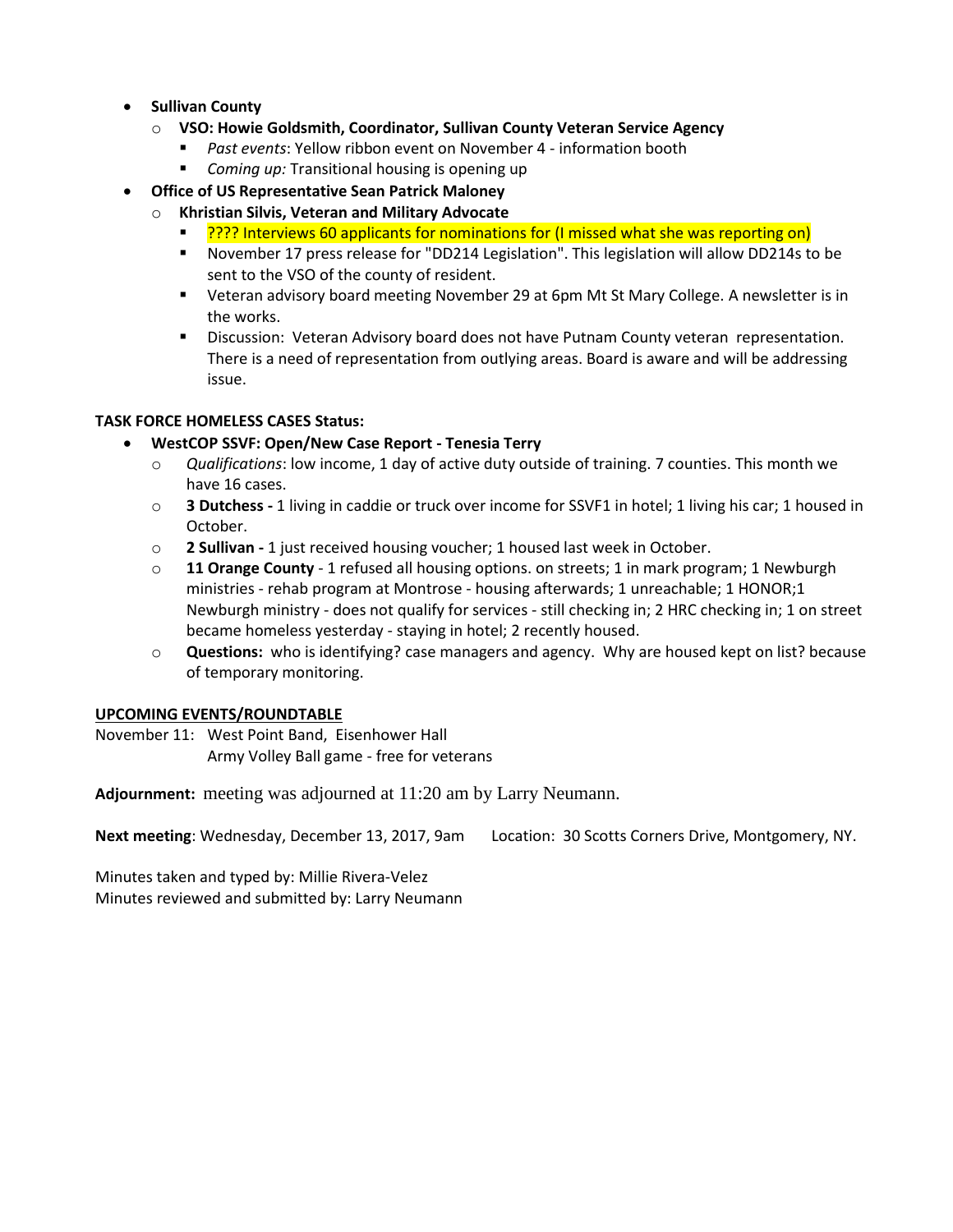- **Sullivan County**
  - **VSO: Howie Goldsmith, Coordinator, Sullivan County Veteran Service Agency**
    - *Past events*: Yellow ribbon event on November 4 - information booth
    - *Coming up:* Transitional housing is opening up
- **Office of US Representative Sean Patrick Maloney**
  - **Khristian Silvis, Veteran and Military Advocate**
    - ???? Interviews 60 applicants for nominations for (I missed what she was reporting on)
    - November 17 press release for "DD214 Legislation". This legislation will allow DD214s to be sent to the VSO of the county of resident.
    - Veteran advisory board meeting November 29 at 6pm Mt St Mary College. A newsletter is in the works.
    - Discussion: Veteran Advisory board does not have Putnam County veteran representation. There is a need of representation from outlying areas. Board is aware and will be addressing issue.

**TASK FORCE HOMELESS CASES Status:**

- **WestCOP SSVF: Open/New Case Report - Tenesia Terry**
  - *Qualifications*: low income, 1 day of active duty outside of training. 7 counties. This month we have 16 cases.
  - **3 Dutchess -** 1 living in caddie or truck over income for SSVF1 in hotel; 1 living his car; 1 housed in October.
  - **2 Sullivan -** 1 just received housing voucher; 1 housed last week in October.
  - **11 Orange County** - 1 refused all housing options. on streets; 1 in mark program; 1 Newburgh ministries - rehab program at Montrose - housing afterwards; 1 unreachable; 1 HONOR;1 Newburgh ministry - does not qualify for services - still checking in; 2 HRC checking in; 1 on street became homeless yesterday - staying in hotel; 2 recently housed.
  - **Questions:** who is identifying? case managers and agency. Why are housed kept on list? because of temporary monitoring.

**UPCOMING EVENTS/ROUNDTABLE**

November 11: West Point Band, Eisenhower Hall
Army Volley Ball game - free for veterans

**Adjournment:** meeting was adjourned at 11:20 am by Larry Neumann.

**Next meeting**: Wednesday, December 13, 2017, 9am Location: 30 Scotts Corners Drive, Montgomery, NY.

Minutes taken and typed by: Millie Rivera-Velez
Minutes reviewed and submitted by: Larry Neumann